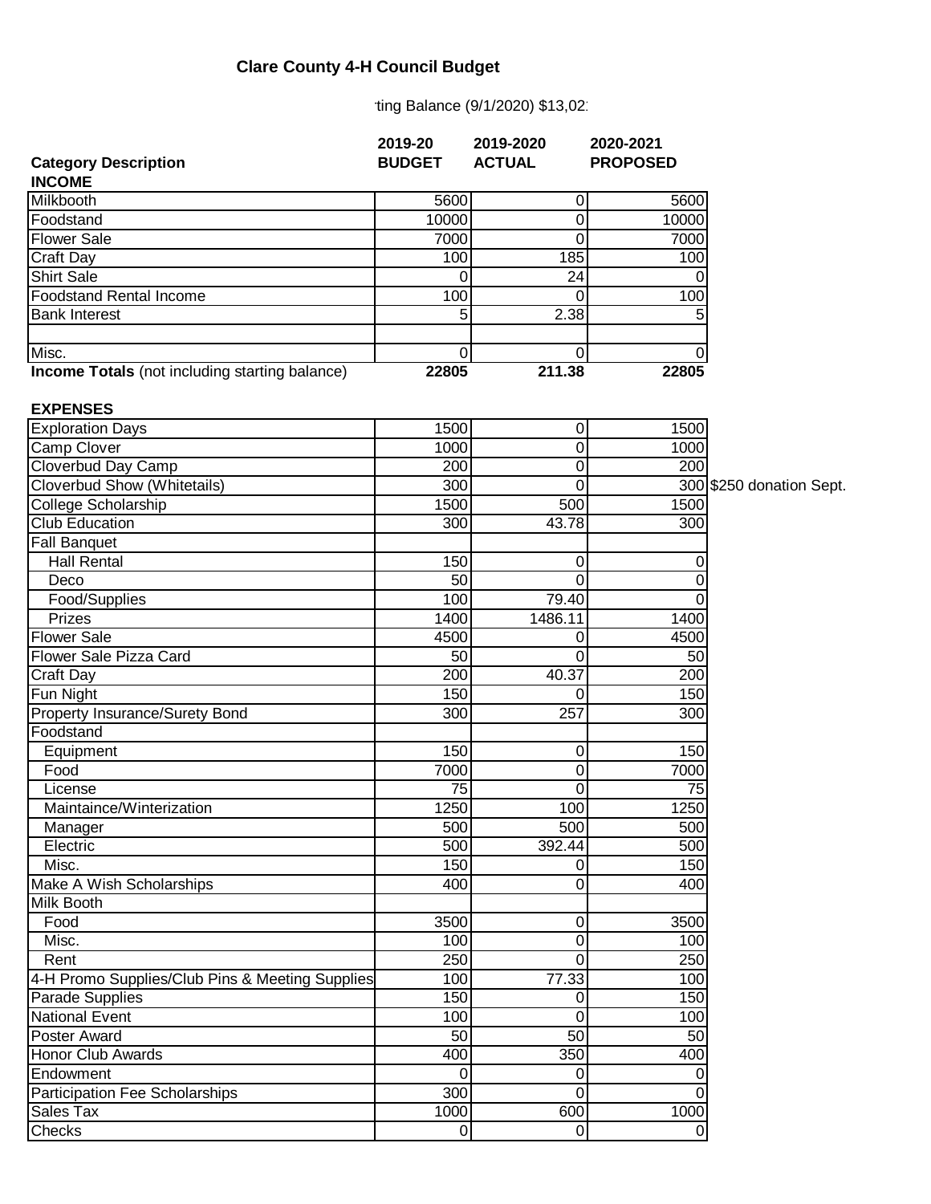# Clare County 4-H Council Budget

ting Balance (9/1/2020) $13,02

| Category Description | 2019-20 BUDGET | 2019-2020 ACTUAL | 2020-2021 PROPOSED | |
|---|---|---|---|---|
| **INCOME** | | | | |
| Milkbooth | 5600 | 0 | 5600 | |
| Foodstand | 10000 | 0 | 10000 | |
| Flower Sale | 7000 | 0 | 7000 | |
| Craft Day | 100 | 185 | 100 | |
| Shirt Sale | 0 | 24 | 0 | |
| Foodstand Rental Income | 100 | 0 | 100 | |
| Bank Interest | 5 | 2.38 | 5 | |
| | | | | |
| Misc. | 0 | 0 | 0 | |
| **Income Totals** (not including starting balance) | **22805** | **211.38** | **22805** | |
| | | | | |
| **EXPENSES** | | | | |
| Exploration Days | 1500 | 0 | 1500 | |
| Camp Clover | 1000 | 0 | 1000 | |
| Cloverbud Day Camp | 200 | 0 | 200 | |
| Cloverbud Show (Whitetails) | 300 | 0 | 300 | $250 donation Sept. |
| College Scholarship | 1500 | 500 | 1500 | |
| Club Education | 300 | 43.78 | 300 | |
| Fall Banquet | | | | |
| Hall Rental | 150 | 0 | 0 | |
| Deco | 50 | 0 | 0 | |
| Food/Supplies | 100 | 79.40 | 0 | |
| Prizes | 1400 | 1486.11 | 1400 | |
| Flower Sale | 4500 | 0 | 4500 | |
| Flower Sale Pizza Card | 50 | 0 | 50 | |
| Craft Day | 200 | 40.37 | 200 | |
| Fun Night | 150 | 0 | 150 | |
| Property Insurance/Surety Bond | 300 | 257 | 300 | |
| Foodstand | | | | |
| Equipment | 150 | 0 | 150 | |
| Food | 7000 | 0 | 7000 | |
| License | 75 | 0 | 75 | |
| Maintaince/Winterization | 1250 | 100 | 1250 | |
| Manager | 500 | 500 | 500 | |
| Electric | 500 | 392.44 | 500 | |
| Misc. | 150 | 0 | 150 | |
| Make A Wish Scholarships | 400 | 0 | 400 | |
| Milk Booth | | | | |
| Food | 3500 | 0 | 3500 | |
| Misc. | 100 | 0 | 100 | |
| Rent | 250 | 0 | 250 | |
| 4-H Promo Supplies/Club Pins & Meeting Supplies | 100 | 77.33 | 100 | |
| Parade Supplies | 150 | 0 | 150 | |
| National Event | 100 | 0 | 100 | |
| Poster Award | 50 | 50 | 50 | |
| Honor Club Awards | 400 | 350 | 400 | |
| Endowment | 0 | 0 | 0 | |
| Participation Fee Scholarships | 300 | 0 | 0 | |
| Sales Tax | 1000 | 600 | 1000 | |
| Checks | 0 | 0 | 0 | |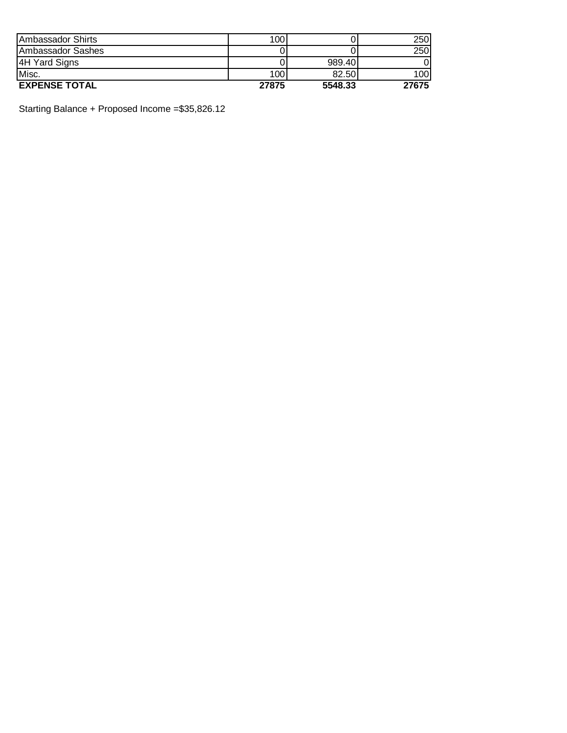| | | | |
|---|---|---|---|
| Ambassador Shirts | 100 | 0 | 250 |
| Ambassador Sashes | 0 | 0 | 250 |
| 4H Yard Signs | 0 | 989.40 | 0 |
| Misc. | 100 | 82.50 | 100 |
| **EXPENSE TOTAL** | **27875** | **5548.33** | **27675** |

Starting Balance + Proposed Income =$35,826.12